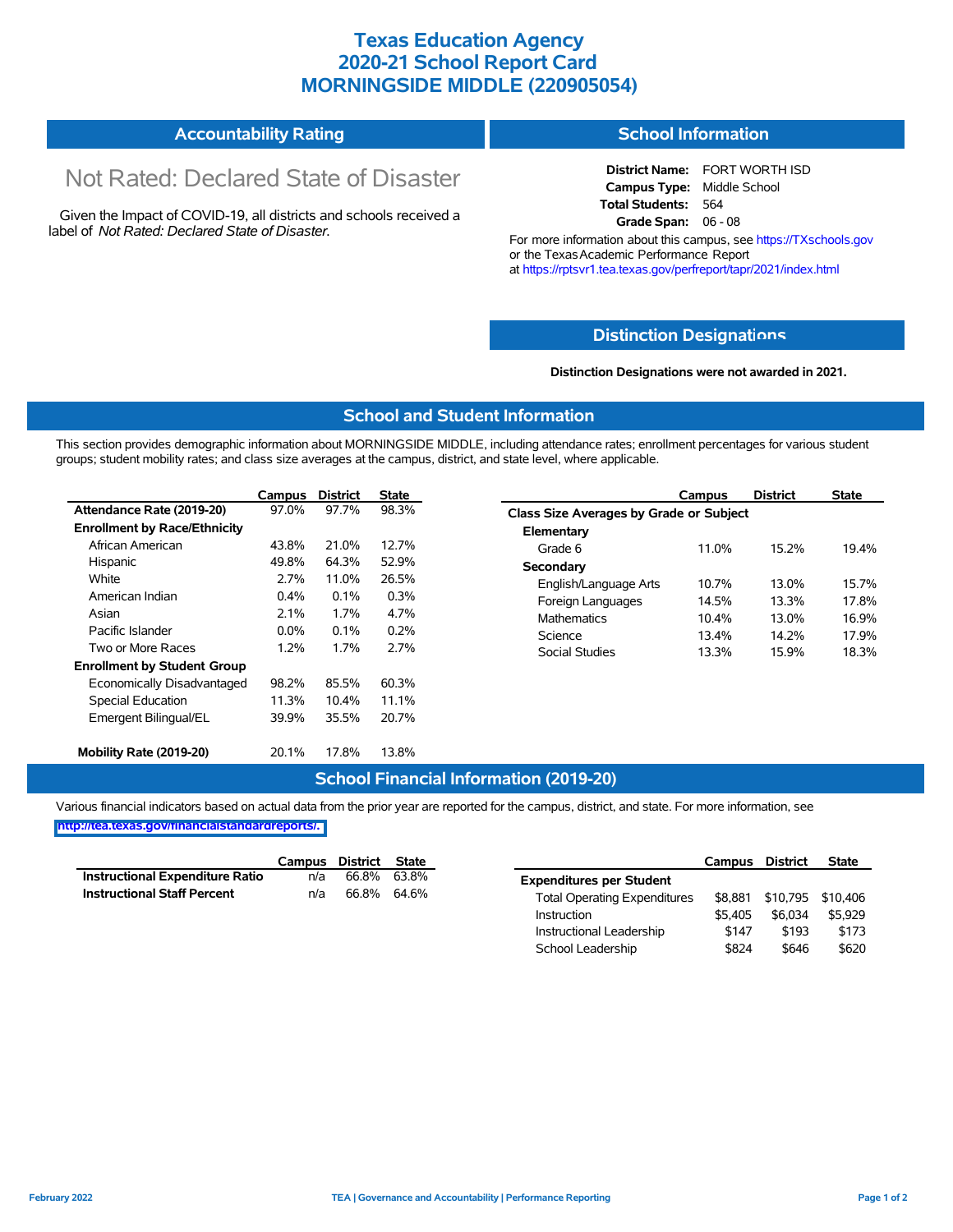# Texas Education Agency
# 2020-21 School Report Card
# MORNINGSIDE MIDDLE (220905054)

## Accountability Rating

Not Rated: Declared State of Disaster

Given the Impact of COVID-19, all districts and schools received a label of *Not Rated: Declared State of Disaster*.

## School Information

**District Name:** FORT WORTH ISD
**Campus Type:** Middle School
**Total Students:** 564
**Grade Span:** 06 - 08

For more information about this campus, see https://TXschools.gov or the Texas Academic Performance Report at https://rptsvr1.tea.texas.gov/perfreport/tapr/2021/index.html

## Distinction Designations

**Distinction Designations were not awarded in 2021.**

## School and Student Information

This section provides demographic information about MORNINGSIDE MIDDLE, including attendance rates; enrollment percentages for various student groups; student mobility rates; and class size averages at the campus, district, and state level, where applicable.

| | Campus | District | State |
|---|---|---|---|
| **Attendance Rate (2019-20)** | 97.0% | 97.7% | 98.3% |
| **Enrollment by Race/Ethnicity** | | | |
| African American | 43.8% | 21.0% | 12.7% |
| Hispanic | 49.8% | 64.3% | 52.9% |
| White | 2.7% | 11.0% | 26.5% |
| American Indian | 0.4% | 0.1% | 0.3% |
| Asian | 2.1% | 1.7% | 4.7% |
| Pacific Islander | 0.0% | 0.1% | 0.2% |
| Two or More Races | 1.2% | 1.7% | 2.7% |
| **Enrollment by Student Group** | | | |
| Economically Disadvantaged | 98.2% | 85.5% | 60.3% |
| Special Education | 11.3% | 10.4% | 11.1% |
| Emergent Bilingual/EL | 39.9% | 35.5% | 20.7% |
| **Mobility Rate (2019-20)** | 20.1% | 17.8% | 13.8% |

| | Campus | District | State |
|---|---|---|---|
| **Class Size Averages by Grade or Subject** | | | |
| **Elementary** | | | |
| Grade 6 | 11.0% | 15.2% | 19.4% |
| **Secondary** | | | |
| English/Language Arts | 10.7% | 13.0% | 15.7% |
| Foreign Languages | 14.5% | 13.3% | 17.8% |
| Mathematics | 10.4% | 13.0% | 16.9% |
| Science | 13.4% | 14.2% | 17.9% |
| Social Studies | 13.3% | 15.9% | 18.3% |

## School Financial Information (2019-20)

Various financial indicators based on actual data from the prior year are reported for the campus, district, and state. For more information, see http://tea.texas.gov/financialstandardreports/.

| | Campus | District | State |
|---|---|---|---|
| **Instructional Expenditure Ratio** | n/a | 66.8% | 63.8% |
| **Instructional Staff Percent** | n/a | 66.8% | 64.6% |

| | Campus | District | State |
|---|---|---|---|
| **Expenditures per Student** | | | |
| Total Operating Expenditures | $8,881 | $10,795 | $10,406 |
| Instruction | $5,405 | $6,034 | $5,929 |
| Instructional Leadership | $147 | $193 | $173 |
| School Leadership | $824 | $646 | $620 |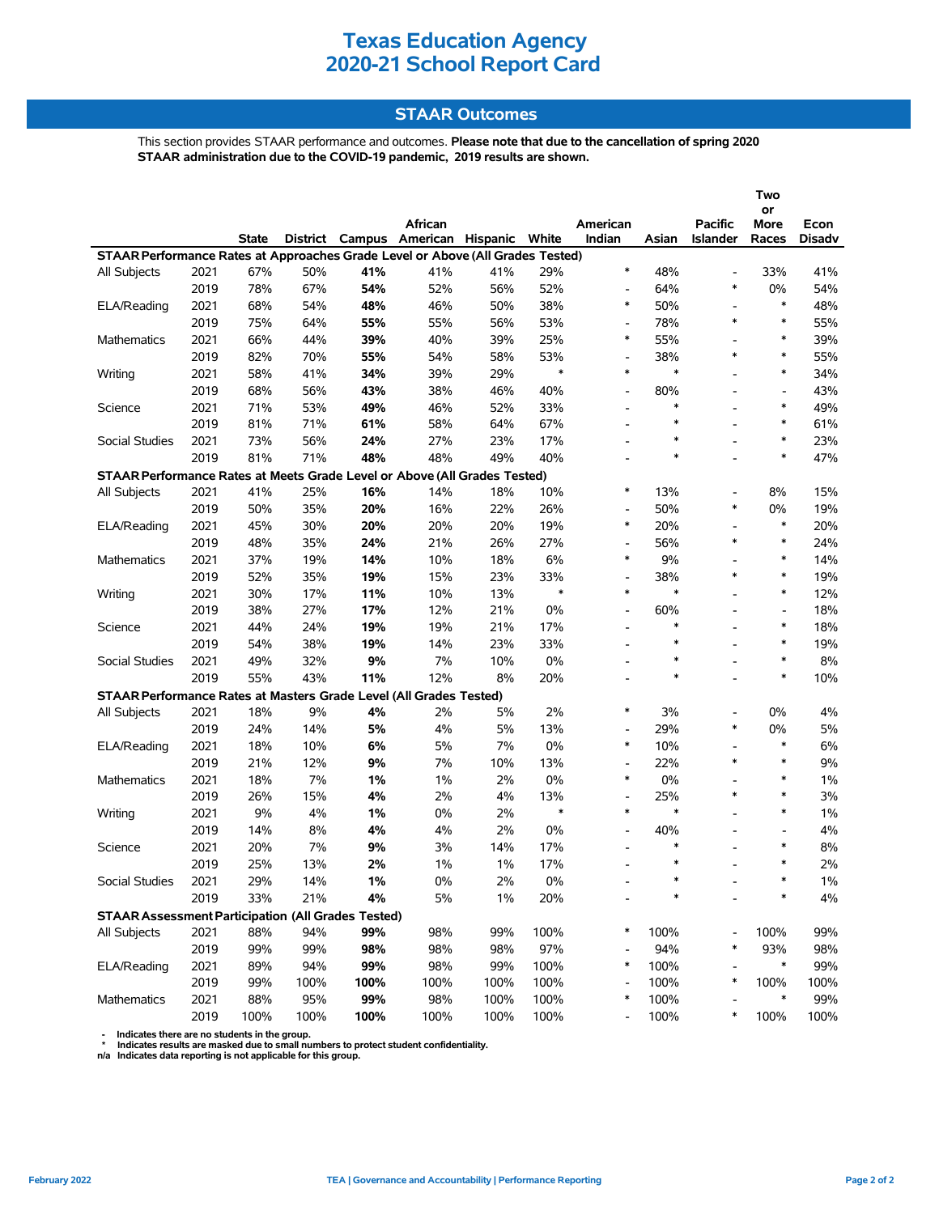# Texas Education Agency
# 2020-21 School Report Card

## STAAR Outcomes

This section provides STAAR performance and outcomes. **Please note that due to the cancellation of spring 2020 STAAR administration due to the COVID-19 pandemic, 2019 results are shown.**

| | | State | District | Campus | African American | Hispanic | White | American Indian | Asian | Pacific Islander | Two or More Races | Econ Disadv |
|---|---|---|---|---|---|---|---|---|---|---|---|---|
| **STAAR Performance Rates at Approaches Grade Level or Above (All Grades Tested)** | | | | | | | | | | | | |
| All Subjects | 2021 | 67% | 50% | **41%** | 41% | 41% | 29% | * | 48% | - | 33% | 41% |
| | 2019 | 78% | 67% | **54%** | 52% | 56% | 52% | - | 64% | * | 0% | 54% |
| ELA/Reading | 2021 | 68% | 54% | **48%** | 46% | 50% | 38% | * | 50% | - | * | 48% |
| | 2019 | 75% | 64% | **55%** | 55% | 56% | 53% | - | 78% | * | * | 55% |
| Mathematics | 2021 | 66% | 44% | **39%** | 40% | 39% | 25% | * | 55% | - | * | 39% |
| | 2019 | 82% | 70% | **55%** | 54% | 58% | 53% | - | 38% | * | * | 55% |
| Writing | 2021 | 58% | 41% | **34%** | 39% | 29% | * | * | * | - | * | 34% |
| | 2019 | 68% | 56% | **43%** | 38% | 46% | 40% | - | 80% | - | - | 43% |
| Science | 2021 | 71% | 53% | **49%** | 46% | 52% | 33% | - | * | - | * | 49% |
| | 2019 | 81% | 71% | **61%** | 58% | 64% | 67% | - | * | - | * | 61% |
| Social Studies | 2021 | 73% | 56% | **24%** | 27% | 23% | 17% | - | * | - | * | 23% |
| | 2019 | 81% | 71% | **48%** | 48% | 49% | 40% | - | * | - | * | 47% |
| **STAAR Performance Rates at Meets Grade Level or Above (All Grades Tested)** | | | | | | | | | | | | |
| All Subjects | 2021 | 41% | 25% | **16%** | 14% | 18% | 10% | * | 13% | - | 8% | 15% |
| | 2019 | 50% | 35% | **20%** | 16% | 22% | 26% | - | 50% | * | 0% | 19% |
| ELA/Reading | 2021 | 45% | 30% | **20%** | 20% | 20% | 19% | * | 20% | - | * | 20% |
| | 2019 | 48% | 35% | **24%** | 21% | 26% | 27% | - | 56% | * | * | 24% |
| Mathematics | 2021 | 37% | 19% | **14%** | 10% | 18% | 6% | * | 9% | - | * | 14% |
| | 2019 | 52% | 35% | **19%** | 15% | 23% | 33% | - | 38% | * | * | 19% |
| Writing | 2021 | 30% | 17% | **11%** | 10% | 13% | * | * | * | - | * | 12% |
| | 2019 | 38% | 27% | **17%** | 12% | 21% | 0% | - | 60% | - | - | 18% |
| Science | 2021 | 44% | 24% | **19%** | 19% | 21% | 17% | - | * | - | * | 18% |
| | 2019 | 54% | 38% | **19%** | 14% | 23% | 33% | - | * | - | * | 19% |
| Social Studies | 2021 | 49% | 32% | **9%** | 7% | 10% | 0% | - | * | - | * | 8% |
| | 2019 | 55% | 43% | **11%** | 12% | 8% | 20% | - | * | - | * | 10% |
| **STAAR Performance Rates at Masters Grade Level (All Grades Tested)** | | | | | | | | | | | | |
| All Subjects | 2021 | 18% | 9% | **4%** | 2% | 5% | 2% | * | 3% | - | 0% | 4% |
| | 2019 | 24% | 14% | **5%** | 4% | 5% | 13% | - | 29% | * | 0% | 5% |
| ELA/Reading | 2021 | 18% | 10% | **6%** | 5% | 7% | 0% | * | 10% | - | * | 6% |
| | 2019 | 21% | 12% | **9%** | 7% | 10% | 13% | - | 22% | * | * | 9% |
| Mathematics | 2021 | 18% | 7% | **1%** | 1% | 2% | 0% | * | 0% | - | * | 1% |
| | 2019 | 26% | 15% | **4%** | 2% | 4% | 13% | - | 25% | * | * | 3% |
| Writing | 2021 | 9% | 4% | **1%** | 0% | 2% | * | * | * | - | * | 1% |
| | 2019 | 14% | 8% | **4%** | 4% | 2% | 0% | - | 40% | - | - | 4% |
| Science | 2021 | 20% | 7% | **9%** | 3% | 14% | 17% | - | * | - | * | 8% |
| | 2019 | 25% | 13% | **2%** | 1% | 1% | 17% | - | * | - | * | 2% |
| Social Studies | 2021 | 29% | 14% | **1%** | 0% | 2% | 0% | - | * | - | * | 1% |
| | 2019 | 33% | 21% | **4%** | 5% | 1% | 20% | - | * | - | * | 4% |
| **STAAR Assessment Participation (All Grades Tested)** | | | | | | | | | | | | |
| All Subjects | 2021 | 88% | 94% | **99%** | 98% | 99% | 100% | * | 100% | - | 100% | 99% |
| | 2019 | 99% | 99% | **98%** | 98% | 98% | 97% | - | 94% | * | 93% | 98% |
| ELA/Reading | 2021 | 89% | 94% | **99%** | 98% | 99% | 100% | * | 100% | - | * | 99% |
| | 2019 | 99% | 100% | **100%** | 100% | 100% | 100% | - | 100% | * | 100% | 100% |
| Mathematics | 2021 | 88% | 95% | **99%** | 98% | 100% | 100% | * | 100% | - | * | 99% |
| | 2019 | 100% | 100% | **100%** | 100% | 100% | 100% | - | 100% | * | 100% | 100% |

- Indicates there are no students in the group.
* Indicates results are masked due to small numbers to protect student confidentiality.
n/a Indicates data reporting is not applicable for this group.

February 2022 TEA | Governance and Accountability | Performance Reporting